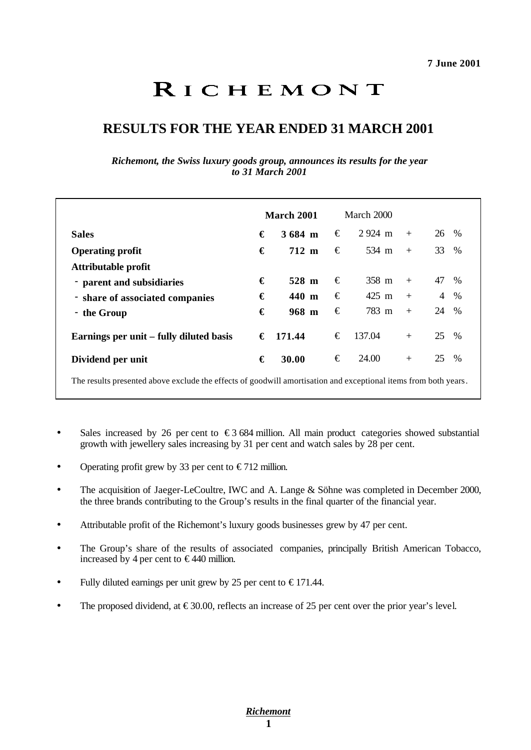**7 June 2001**

# RICHEMONT

## RESULTS FOR THE YEAR ENDED 31 MARCH 2001

***Richemont, the Swiss luxury goods group, announces its results for the year to 31 March 2001***

| | **March 2001** | March 2000 | |
|---|---|---|---|
| **Sales** | **€ 3 684 m** | € 2 924 m | + 26 % |
| **Operating profit** | **€ 712 m** | € 534 m | + 33 % |
| **Attributable profit** | | | |
| **- parent and subsidiaries** | **€ 528 m** | € 358 m | + 47 % |
| **- share of associated companies** | **€ 440 m** | € 425 m | + 4 % |
| **- the Group** | **€ 968 m** | € 783 m | + 24 % |
| **Earnings per unit – fully diluted basis** | **€ 171.44** | € 137.04 | + 25 % |
| **Dividend per unit** | **€ 30.00** | € 24.00 | + 25 % |

The results presented above exclude the effects of goodwill amortisation and exceptional items from both years.

- Sales increased by 26 per cent to € 3 684 million. All main product categories showed substantial growth with jewellery sales increasing by 31 per cent and watch sales by 28 per cent.
- Operating profit grew by 33 per cent to € 712 million.
- The acquisition of Jaeger-LeCoultre, IWC and A. Lange & Söhne was completed in December 2000, the three brands contributing to the Group's results in the final quarter of the financial year.
- Attributable profit of the Richemont's luxury goods businesses grew by 47 per cent.
- The Group's share of the results of associated companies, principally British American Tobacco, increased by 4 per cent to € 440 million.
- Fully diluted earnings per unit grew by 25 per cent to € 171.44.
- The proposed dividend, at € 30.00, reflects an increase of 25 per cent over the prior year's level.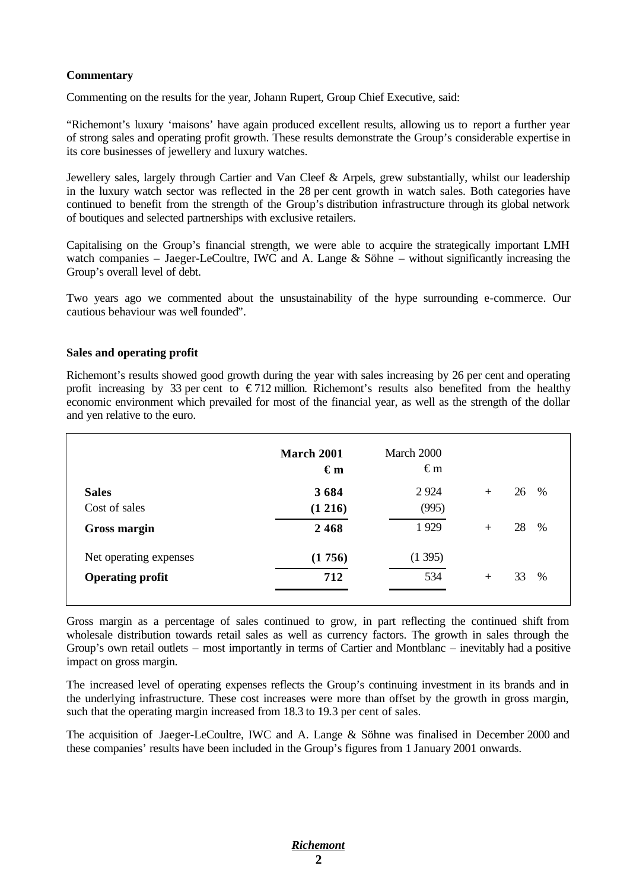**Commentary**

Commenting on the results for the year, Johann Rupert, Group Chief Executive, said:

"Richemont's luxury 'maisons' have again produced excellent results, allowing us to report a further year of strong sales and operating profit growth. These results demonstrate the Group's considerable expertise in its core businesses of jewellery and luxury watches.

Jewellery sales, largely through Cartier and Van Cleef & Arpels, grew substantially, whilst our leadership in the luxury watch sector was reflected in the 28 per cent growth in watch sales. Both categories have continued to benefit from the strength of the Group's distribution infrastructure through its global network of boutiques and selected partnerships with exclusive retailers.

Capitalising on the Group's financial strength, we were able to acquire the strategically important LMH watch companies – Jaeger-LeCoultre, IWC and A. Lange & Söhne – without significantly increasing the Group's overall level of debt.

Two years ago we commented about the unsustainability of the hype surrounding e-commerce. Our cautious behaviour was well founded".

**Sales and operating profit**

Richemont's results showed good growth during the year with sales increasing by 26 per cent and operating profit increasing by 33 per cent to €712 million. Richemont's results also benefited from the healthy economic environment which prevailed for most of the financial year, as well as the strength of the dollar and yen relative to the euro.

| | **March 2001** €m | March 2000 €m | |
|---|---|---|---|
| **Sales** | **3 684** | 2 924 | + 26 % |
| Cost of sales | **(1 216)** | (995) | |
| **Gross margin** | **2 468** | 1 929 | + 28 % |
| Net operating expenses | **(1 756)** | (1 395) | |
| **Operating profit** | **712** | 534 | + 33 % |

Gross margin as a percentage of sales continued to grow, in part reflecting the continued shift from wholesale distribution towards retail sales as well as currency factors. The growth in sales through the Group's own retail outlets – most importantly in terms of Cartier and Montblanc – inevitably had a positive impact on gross margin.

The increased level of operating expenses reflects the Group's continuing investment in its brands and in the underlying infrastructure. These cost increases were more than offset by the growth in gross margin, such that the operating margin increased from 18.3 to 19.3 per cent of sales.

The acquisition of Jaeger-LeCoultre, IWC and A. Lange & Söhne was finalised in December 2000 and these companies' results have been included in the Group's figures from 1 January 2001 onwards.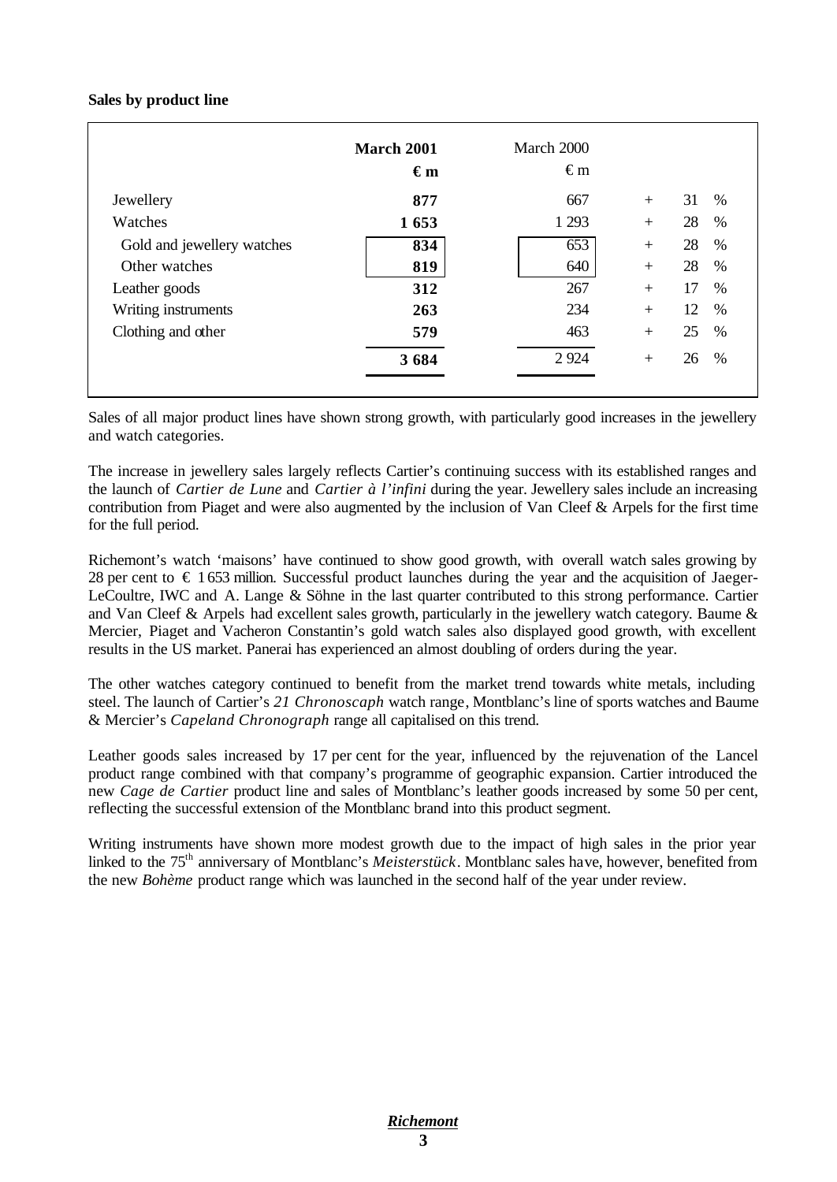**Sales by product line**

| | **March 2001** | March 2000 | |
|---|---|---|---|
| | **€ m** | € m | |
| Jewellery | **877** | 667 | + 31 % |
| Watches | **1 653** | 1 293 | + 28 % |
| Gold and jewellery watches | **834** | 653 | + 28 % |
| Other watches | **819** | 640 | + 28 % |
| Leather goods | **312** | 267 | + 17 % |
| Writing instruments | **263** | 234 | + 12 % |
| Clothing and other | **579** | 463 | + 25 % |
| | **3 684** | 2 924 | + 26 % |

Sales of all major product lines have shown strong growth, with particularly good increases in the jewellery and watch categories.

The increase in jewellery sales largely reflects Cartier's continuing success with its established ranges and the launch of *Cartier de Lune* and *Cartier à l'infini* during the year. Jewellery sales include an increasing contribution from Piaget and were also augmented by the inclusion of Van Cleef & Arpels for the first time for the full period.

Richemont's watch 'maisons' have continued to show good growth, with overall watch sales growing by 28 per cent to € 1 653 million. Successful product launches during the year and the acquisition of Jaeger-LeCoultre, IWC and A. Lange & Söhne in the last quarter contributed to this strong performance. Cartier and Van Cleef & Arpels had excellent sales growth, particularly in the jewellery watch category. Baume & Mercier, Piaget and Vacheron Constantin's gold watch sales also displayed good growth, with excellent results in the US market. Panerai has experienced an almost doubling of orders during the year.

The other watches category continued to benefit from the market trend towards white metals, including steel. The launch of Cartier's *21 Chronoscaph* watch range, Montblanc's line of sports watches and Baume & Mercier's *Capeland Chronograph* range all capitalised on this trend.

Leather goods sales increased by 17 per cent for the year, influenced by the rejuvenation of the Lancel product range combined with that company's programme of geographic expansion. Cartier introduced the new *Cage de Cartier* product line and sales of Montblanc's leather goods increased by some 50 per cent, reflecting the successful extension of the Montblanc brand into this product segment.

Writing instruments have shown more modest growth due to the impact of high sales in the prior year linked to the 75th anniversary of Montblanc's *Meisterstück*. Montblanc sales have, however, benefited from the new *Bohème* product range which was launched in the second half of the year under review.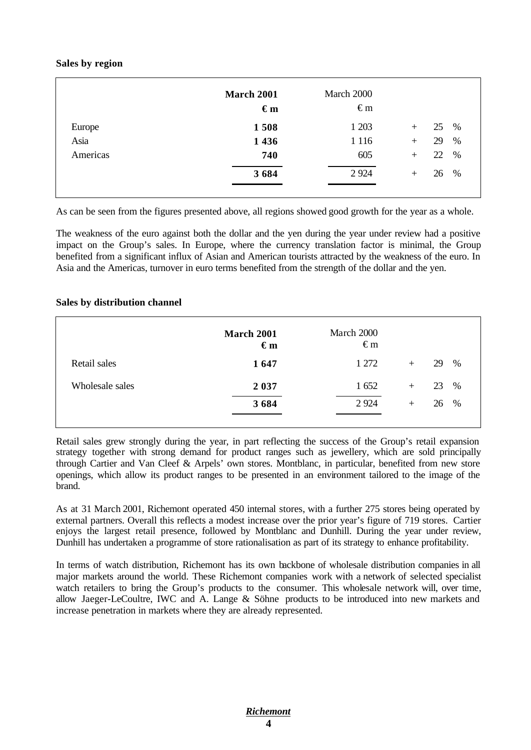**Sales by region**

| | **March 2001 €m** | March 2000 €m | |
|---|---|---|---|
| Europe | **1 508** | 1 203 | + 25 % |
| Asia | **1 436** | 1 116 | + 29 % |
| Americas | **740** | 605 | + 22 % |
| | **3 684** | 2 924 | + 26 % |

As can be seen from the figures presented above, all regions showed good growth for the year as a whole.

The weakness of the euro against both the dollar and the yen during the year under review had a positive impact on the Group's sales. In Europe, where the currency translation factor is minimal, the Group benefited from a significant influx of Asian and American tourists attracted by the weakness of the euro. In Asia and the Americas, turnover in euro terms benefited from the strength of the dollar and the yen.

**Sales by distribution channel**

| | **March 2001 €m** | March 2000 €m | |
|---|---|---|---|
| Retail sales | **1 647** | 1 272 | + 29 % |
| Wholesale sales | **2 037** | 1 652 | + 23 % |
| | **3 684** | 2 924 | + 26 % |

Retail sales grew strongly during the year, in part reflecting the success of the Group's retail expansion strategy together with strong demand for product ranges such as jewellery, which are sold principally through Cartier and Van Cleef & Arpels' own stores. Montblanc, in particular, benefited from new store openings, which allow its product ranges to be presented in an environment tailored to the image of the brand.

As at 31 March 2001, Richemont operated 450 internal stores, with a further 275 stores being operated by external partners. Overall this reflects a modest increase over the prior year's figure of 719 stores. Cartier enjoys the largest retail presence, followed by Montblanc and Dunhill. During the year under review, Dunhill has undertaken a programme of store rationalisation as part of its strategy to enhance profitability.

In terms of watch distribution, Richemont has its own backbone of wholesale distribution companies in all major markets around the world. These Richemont companies work with a network of selected specialist watch retailers to bring the Group's products to the consumer. This wholesale network will, over time, allow Jaeger-LeCoultre, IWC and A. Lange & Söhne products to be introduced into new markets and increase penetration in markets where they are already represented.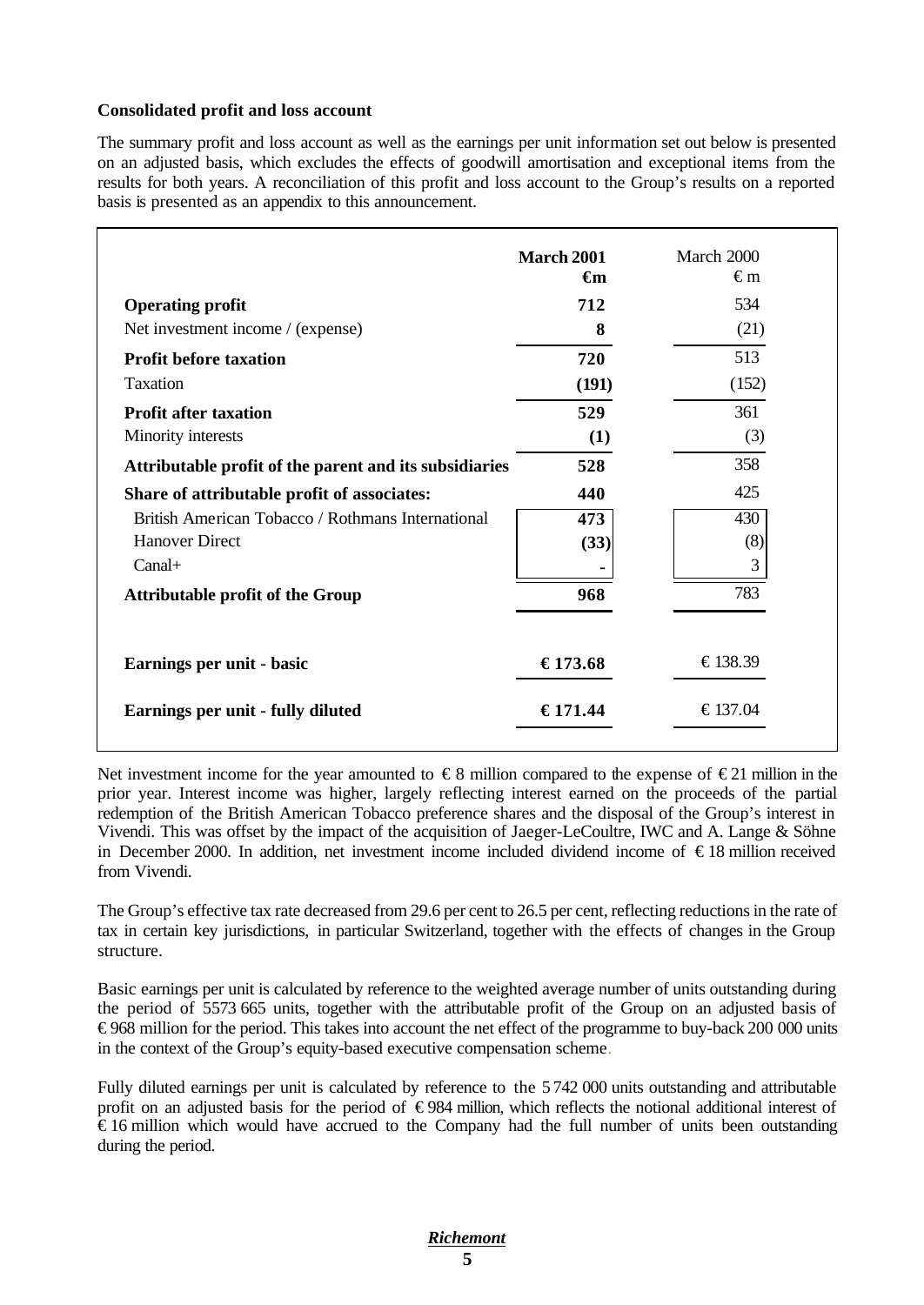**Consolidated profit and loss account**

The summary profit and loss account as well as the earnings per unit information set out below is presented on an adjusted basis, which excludes the effects of goodwill amortisation and exceptional items from the results for both years. A reconciliation of this profit and loss account to the Group's results on a reported basis is presented as an appendix to this announcement.

| | **March 2001 €m** | March 2000 € m |
|---|---|---|
| **Operating profit** | **712** | 534 |
| Net investment income / (expense) | **8** | (21) |
| **Profit before taxation** | **720** | 513 |
| Taxation | **(191)** | (152) |
| **Profit after taxation** | **529** | 361 |
| Minority interests | **(1)** | (3) |
| **Attributable profit of the parent and its subsidiaries** | **528** | 358 |
| **Share of attributable profit of associates:** | **440** | 425 |
| British American Tobacco / Rothmans International | **473** | 430 |
| Hanover Direct | **(33)** | (8) |
| Canal+ | **-** | 3 |
| **Attributable profit of the Group** | **968** | 783 |
| **Earnings per unit - basic** | **€ 173.68** | € 138.39 |
| **Earnings per unit - fully diluted** | **€ 171.44** | € 137.04 |

Net investment income for the year amounted to € 8 million compared to the expense of € 21 million in the prior year. Interest income was higher, largely reflecting interest earned on the proceeds of the partial redemption of the British American Tobacco preference shares and the disposal of the Group's interest in Vivendi. This was offset by the impact of the acquisition of Jaeger-LeCoultre, IWC and A. Lange & Söhne in December 2000. In addition, net investment income included dividend income of € 18 million received from Vivendi.

The Group's effective tax rate decreased from 29.6 per cent to 26.5 per cent, reflecting reductions in the rate of tax in certain key jurisdictions, in particular Switzerland, together with the effects of changes in the Group structure.

Basic earnings per unit is calculated by reference to the weighted average number of units outstanding during the period of 5573 665 units, together with the attributable profit of the Group on an adjusted basis of € 968 million for the period. This takes into account the net effect of the programme to buy-back 200 000 units in the context of the Group's equity-based executive compensation scheme.

Fully diluted earnings per unit is calculated by reference to the 5 742 000 units outstanding and attributable profit on an adjusted basis for the period of € 984 million, which reflects the notional additional interest of € 16 million which would have accrued to the Company had the full number of units been outstanding during the period.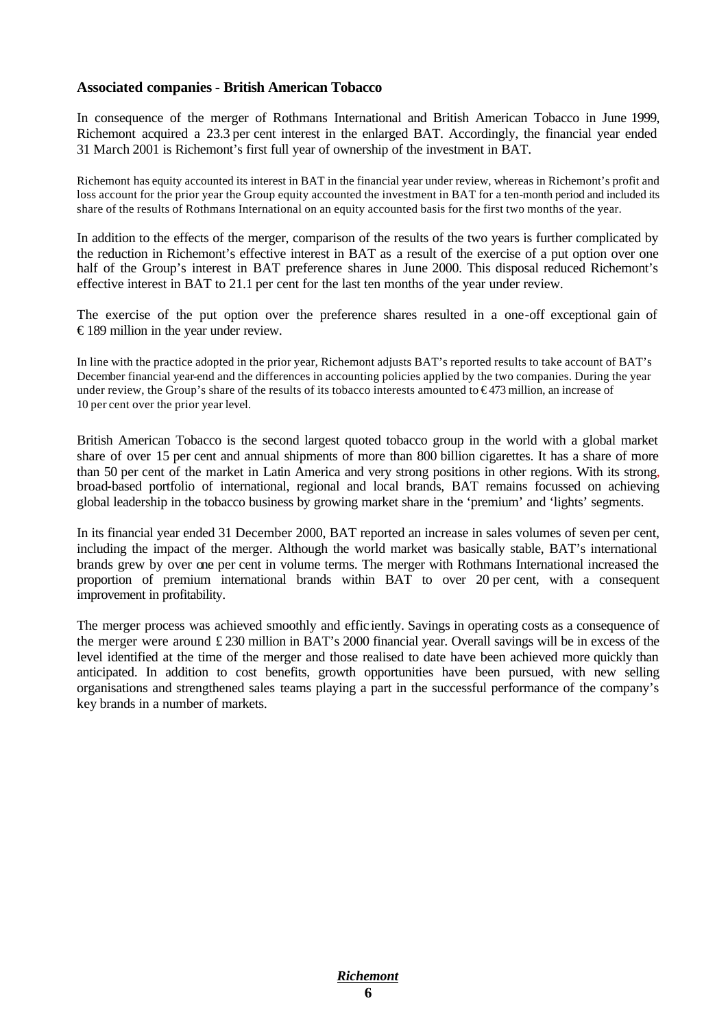### Associated companies - British American Tobacco

In consequence of the merger of Rothmans International and British American Tobacco in June 1999, Richemont acquired a 23.3 per cent interest in the enlarged BAT. Accordingly, the financial year ended 31 March 2001 is Richemont's first full year of ownership of the investment in BAT.

Richemont has equity accounted its interest in BAT in the financial year under review, whereas in Richemont's profit and loss account for the prior year the Group equity accounted the investment in BAT for a ten-month period and included its share of the results of Rothmans International on an equity accounted basis for the first two months of the year.

In addition to the effects of the merger, comparison of the results of the two years is further complicated by the reduction in Richemont's effective interest in BAT as a result of the exercise of a put option over one half of the Group's interest in BAT preference shares in June 2000. This disposal reduced Richemont's effective interest in BAT to 21.1 per cent for the last ten months of the year under review.

The exercise of the put option over the preference shares resulted in a one-off exceptional gain of € 189 million in the year under review.

In line with the practice adopted in the prior year, Richemont adjusts BAT's reported results to take account of BAT's December financial year-end and the differences in accounting policies applied by the two companies. During the year under review, the Group's share of the results of its tobacco interests amounted to € 473 million, an increase of 10 per cent over the prior year level.

British American Tobacco is the second largest quoted tobacco group in the world with a global market share of over 15 per cent and annual shipments of more than 800 billion cigarettes. It has a share of more than 50 per cent of the market in Latin America and very strong positions in other regions. With its strong, broad-based portfolio of international, regional and local brands, BAT remains focussed on achieving global leadership in the tobacco business by growing market share in the 'premium' and 'lights' segments.

In its financial year ended 31 December 2000, BAT reported an increase in sales volumes of seven per cent, including the impact of the merger. Although the world market was basically stable, BAT's international brands grew by over one per cent in volume terms. The merger with Rothmans International increased the proportion of premium international brands within BAT to over 20 per cent, with a consequent improvement in profitability.

The merger process was achieved smoothly and efficiently. Savings in operating costs as a consequence of the merger were around £ 230 million in BAT's 2000 financial year. Overall savings will be in excess of the level identified at the time of the merger and those realised to date have been achieved more quickly than anticipated. In addition to cost benefits, growth opportunities have been pursued, with new selling organisations and strengthened sales teams playing a part in the successful performance of the company's key brands in a number of markets.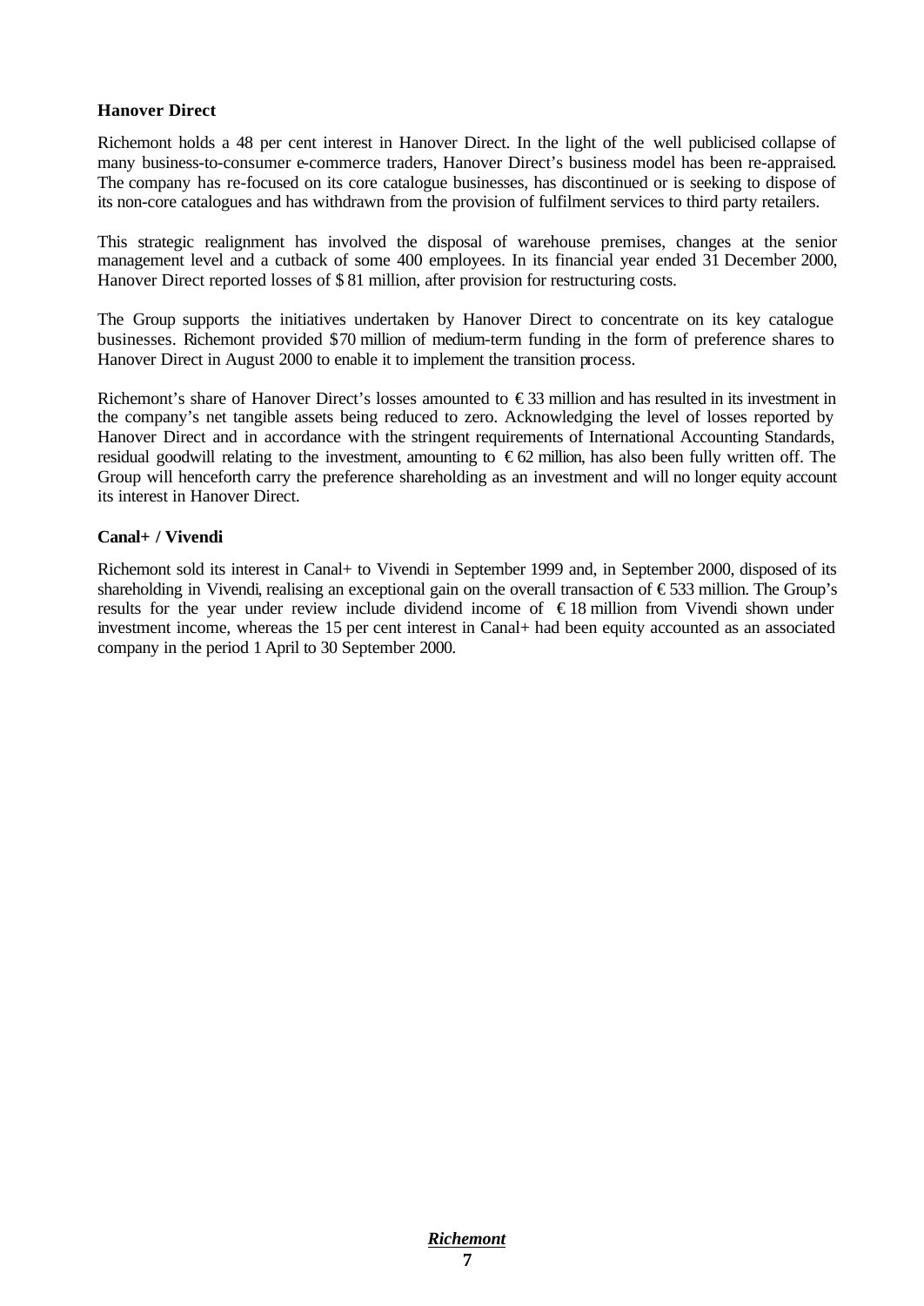**Hanover Direct**

Richemont holds a 48 per cent interest in Hanover Direct. In the light of the well publicised collapse of many business-to-consumer e-commerce traders, Hanover Direct's business model has been re-appraised. The company has re-focused on its core catalogue businesses, has discontinued or is seeking to dispose of its non-core catalogues and has withdrawn from the provision of fulfilment services to third party retailers.

This strategic realignment has involved the disposal of warehouse premises, changes at the senior management level and a cutback of some 400 employees. In its financial year ended 31 December 2000, Hanover Direct reported losses of $ 81 million, after provision for restructuring costs.

The Group supports the initiatives undertaken by Hanover Direct to concentrate on its key catalogue businesses. Richemont provided $70 million of medium-term funding in the form of preference shares to Hanover Direct in August 2000 to enable it to implement the transition process.

Richemont's share of Hanover Direct's losses amounted to € 33 million and has resulted in its investment in the company's net tangible assets being reduced to zero. Acknowledging the level of losses reported by Hanover Direct and in accordance with the stringent requirements of International Accounting Standards, residual goodwill relating to the investment, amounting to € 62 million, has also been fully written off. The Group will henceforth carry the preference shareholding as an investment and will no longer equity account its interest in Hanover Direct.

**Canal+ / Vivendi**

Richemont sold its interest in Canal+ to Vivendi in September 1999 and, in September 2000, disposed of its shareholding in Vivendi, realising an exceptional gain on the overall transaction of € 533 million. The Group's results for the year under review include dividend income of € 18 million from Vivendi shown under investment income, whereas the 15 per cent interest in Canal+ had been equity accounted as an associated company in the period 1 April to 30 September 2000.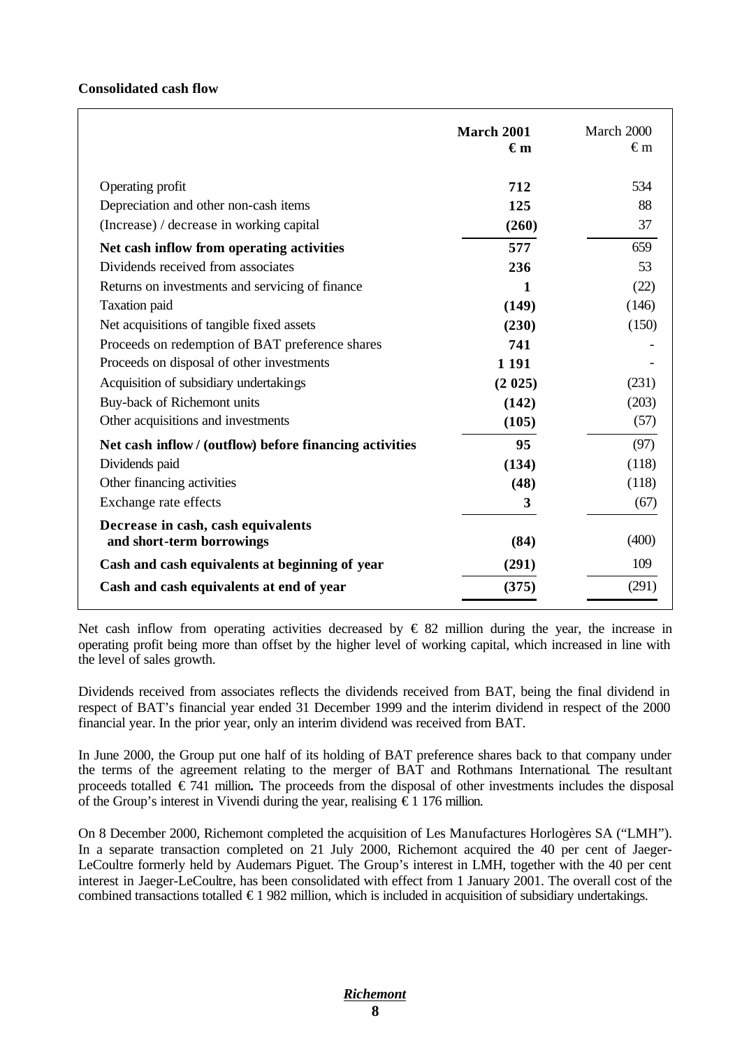**Consolidated cash flow**

| | **March 2001**<br>**€ m** | March 2000<br>€ m |
|---|---|---|
| Operating profit | **712** | 534 |
| Depreciation and other non-cash items | **125** | 88 |
| (Increase) / decrease in working capital | **(260)** | 37 |
| **Net cash inflow from operating activities** | **577** | 659 |
| Dividends received from associates | **236** | 53 |
| Returns on investments and servicing of finance | **1** | (22) |
| Taxation paid | **(149)** | (146) |
| Net acquisitions of tangible fixed assets | **(230)** | (150) |
| Proceeds on redemption of BAT preference shares | **741** | - |
| Proceeds on disposal of other investments | **1 191** | - |
| Acquisition of subsidiary undertakings | **(2 025)** | (231) |
| Buy-back of Richemont units | **(142)** | (203) |
| Other acquisitions and investments | **(105)** | (57) |
| **Net cash inflow / (outflow) before financing activities** | **95** | (97) |
| Dividends paid | **(134)** | (118) |
| Other financing activities | **(48)** | (118) |
| Exchange rate effects | **3** | (67) |
| **Decrease in cash, cash equivalents and short-term borrowings** | **(84)** | (400) |
| **Cash and cash equivalents at beginning of year** | **(291)** | 109 |
| **Cash and cash equivalents at end of year** | **(375)** | (291) |

Net cash inflow from operating activities decreased by € 82 million during the year, the increase in operating profit being more than offset by the higher level of working capital, which increased in line with the level of sales growth.

Dividends received from associates reflects the dividends received from BAT, being the final dividend in respect of BAT's financial year ended 31 December 1999 and the interim dividend in respect of the 2000 financial year. In the prior year, only an interim dividend was received from BAT.

In June 2000, the Group put one half of its holding of BAT preference shares back to that company under the terms of the agreement relating to the merger of BAT and Rothmans International. The resultant proceeds totalled € 741 million. The proceeds from the disposal of other investments includes the disposal of the Group's interest in Vivendi during the year, realising € 1 176 million.

On 8 December 2000, Richemont completed the acquisition of Les Manufactures Horlogères SA ("LMH"). In a separate transaction completed on 21 July 2000, Richemont acquired the 40 per cent of Jaeger-LeCoultre formerly held by Audemars Piguet. The Group's interest in LMH, together with the 40 per cent interest in Jaeger-LeCoultre, has been consolidated with effect from 1 January 2001. The overall cost of the combined transactions totalled € 1 982 million, which is included in acquisition of subsidiary undertakings.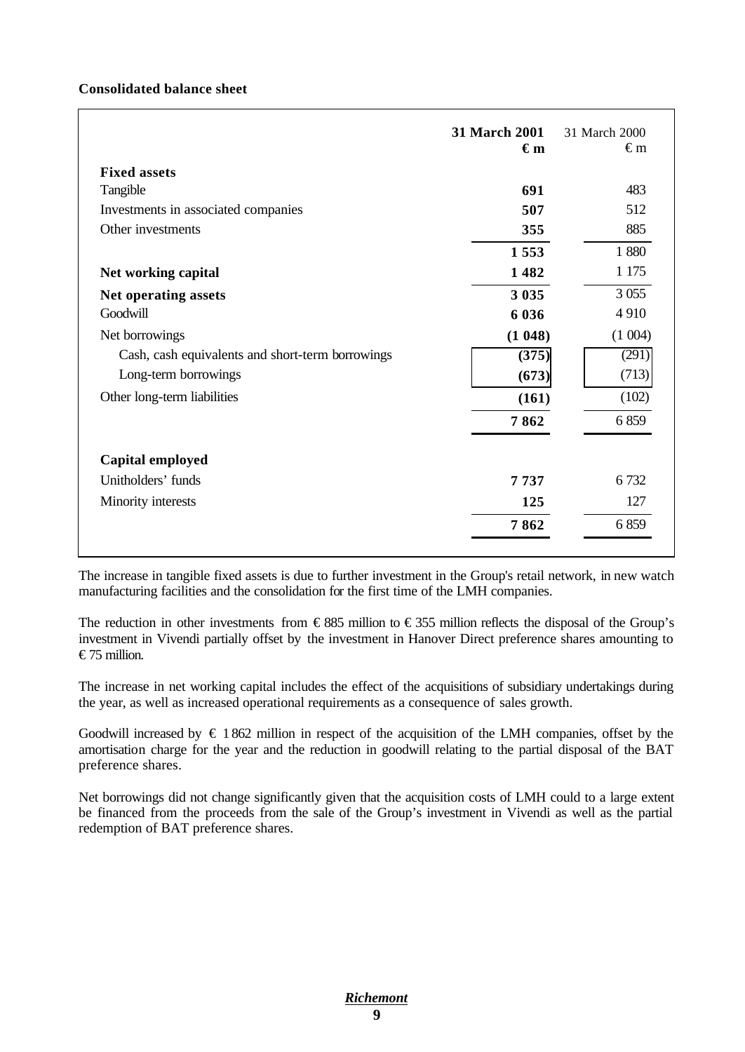**Consolidated balance sheet**

| | **31 March 2001** €m | 31 March 2000 €m |
|---|---|---|
| **Fixed assets** | | |
| Tangible | **691** | 483 |
| Investments in associated companies | **507** | 512 |
| Other investments | **355** | 885 |
| | **1 553** | 1 880 |
| **Net working capital** | **1 482** | 1 175 |
| **Net operating assets** | **3 035** | 3 055 |
| Goodwill | **6 036** | 4 910 |
| Net borrowings | **(1 048)** | (1 004) |
| Cash, cash equivalents and short-term borrowings | **(375)** | (291) |
| Long-term borrowings | **(673)** | (713) |
| Other long-term liabilities | **(161)** | (102) |
| | **7 862** | 6 859 |
| **Capital employed** | | |
| Unitholders' funds | **7 737** | 6 732 |
| Minority interests | **125** | 127 |
| | **7 862** | 6 859 |

The increase in tangible fixed assets is due to further investment in the Group's retail network, in new watch manufacturing facilities and the consolidation for the first time of the LMH companies.

The reduction in other investments from € 885 million to € 355 million reflects the disposal of the Group's investment in Vivendi partially offset by the investment in Hanover Direct preference shares amounting to € 75 million.

The increase in net working capital includes the effect of the acquisitions of subsidiary undertakings during the year, as well as increased operational requirements as a consequence of sales growth.

Goodwill increased by € 1 862 million in respect of the acquisition of the LMH companies, offset by the amortisation charge for the year and the reduction in goodwill relating to the partial disposal of the BAT preference shares.

Net borrowings did not change significantly given that the acquisition costs of LMH could to a large extent be financed from the proceeds from the sale of the Group's investment in Vivendi as well as the partial redemption of BAT preference shares.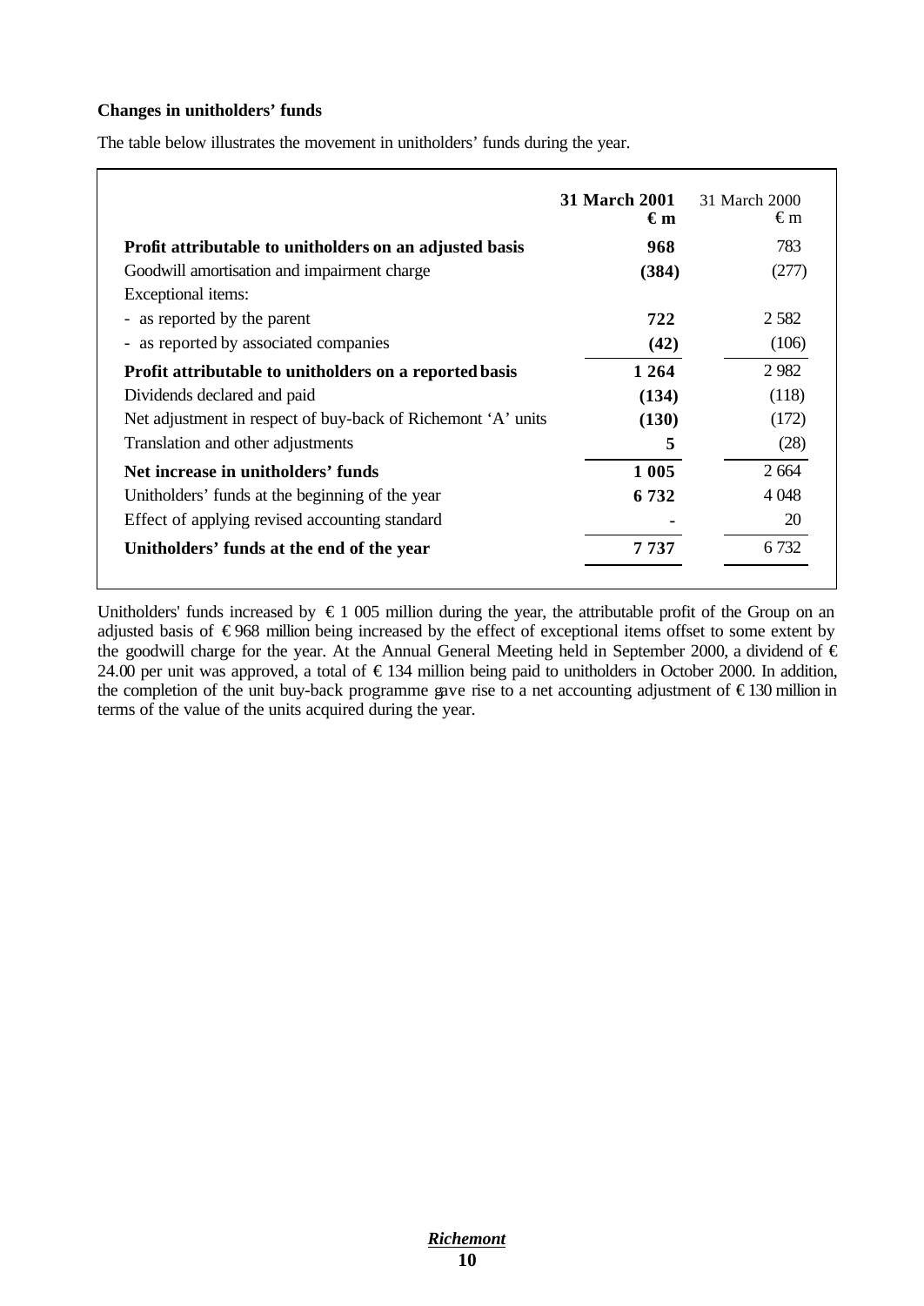**Changes in unitholders' funds**

The table below illustrates the movement in unitholders' funds during the year.

| | **31 March 2001 € m** | 31 March 2000 € m |
|---|---|---|
| **Profit attributable to unitholders on an adjusted basis** | **968** | 783 |
| Goodwill amortisation and impairment charge | **(384)** | (277) |
| Exceptional items: | | |
| - as reported by the parent | **722** | 2 582 |
| - as reported by associated companies | **(42)** | (106) |
| **Profit attributable to unitholders on a reported basis** | **1 264** | 2 982 |
| Dividends declared and paid | **(134)** | (118) |
| Net adjustment in respect of buy-back of Richemont 'A' units | **(130)** | (172) |
| Translation and other adjustments | **5** | (28) |
| **Net increase in unitholders' funds** | **1 005** | 2 664 |
| Unitholders' funds at the beginning of the year | **6 732** | 4 048 |
| Effect of applying revised accounting standard | **-** | 20 |
| **Unitholders' funds at the end of the year** | **7 737** | 6 732 |

Unitholders' funds increased by € 1 005 million during the year, the attributable profit of the Group on an adjusted basis of € 968 million being increased by the effect of exceptional items offset to some extent by the goodwill charge for the year. At the Annual General Meeting held in September 2000, a dividend of € 24.00 per unit was approved, a total of € 134 million being paid to unitholders in October 2000. In addition, the completion of the unit buy-back programme gave rise to a net accounting adjustment of € 130 million in terms of the value of the units acquired during the year.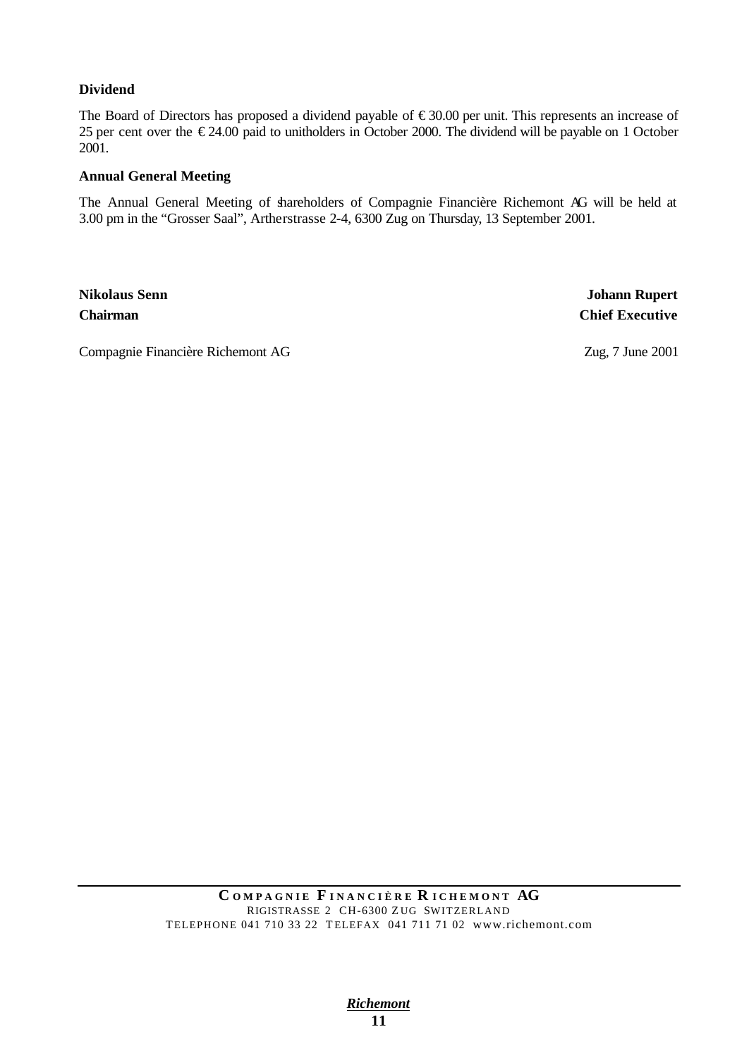**Dividend**

The Board of Directors has proposed a dividend payable of €30.00 per unit. This represents an increase of 25 per cent over the €24.00 paid to unitholders in October 2000. The dividend will be payable on 1 October 2001.

**Annual General Meeting**

The Annual General Meeting of shareholders of Compagnie Financière Richemont AG will be held at 3.00 pm in the "Grosser Saal", Artherstrasse 2-4, 6300 Zug on Thursday, 13 September 2001.

**Nikolaus Senn**
**Chairman**

**Johann Rupert**
**Chief Executive**

Compagnie Financière Richemont AG

Zug, 7 June 2001

**COMPAGNIE FINANCIÈRE RICHEMONT AG**
RIGISTRASSE 2 CH-6300 ZUG SWITZERLAND
TELEPHONE 041 710 33 22 TELEFAX 041 711 71 02 www.richemont.com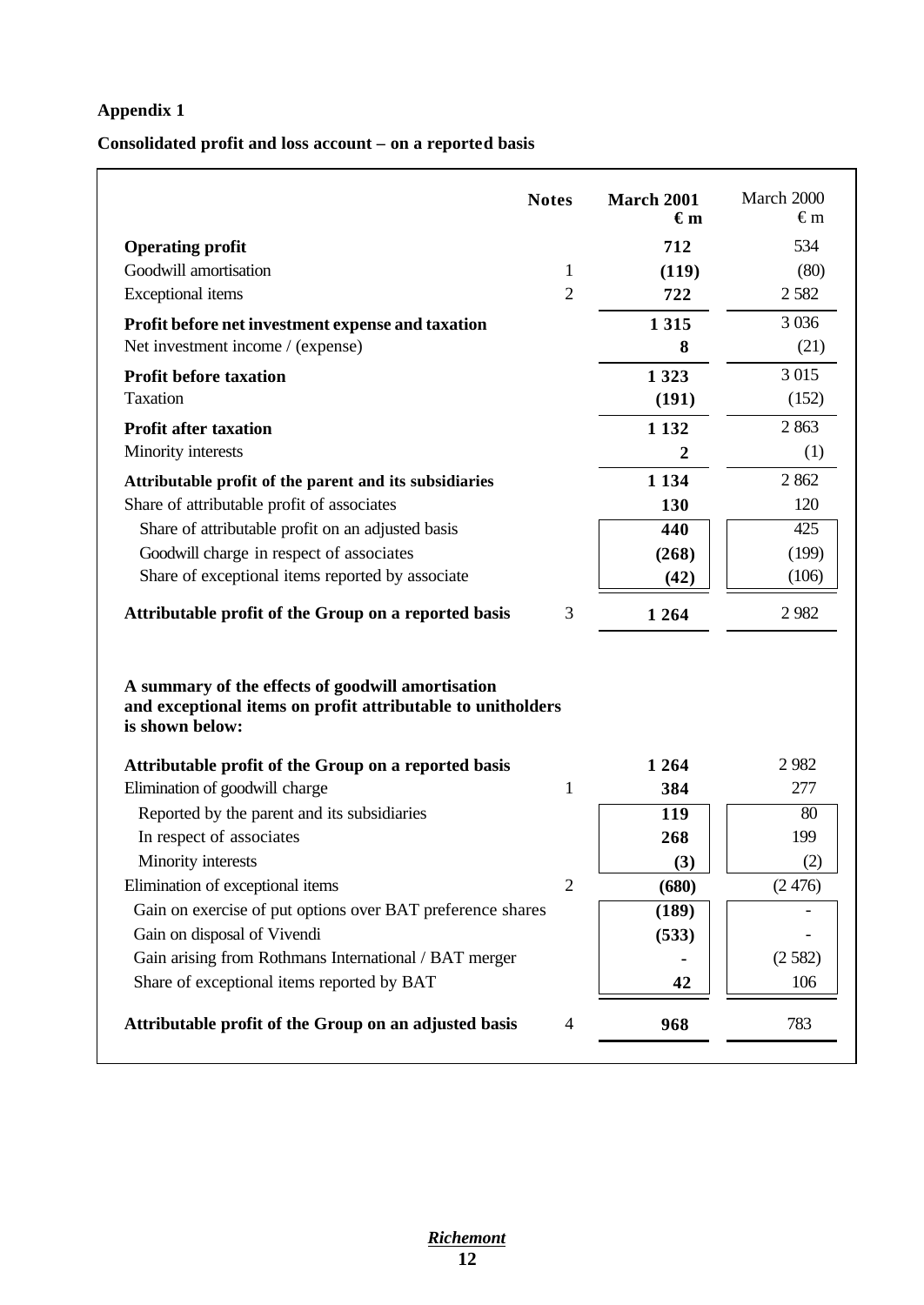**Appendix 1**

**Consolidated profit and loss account – on a reported basis**

| | Notes | March 2001 €m | March 2000 €m |
|---|---|---|---|
| **Operating profit** | | **712** | 534 |
| Goodwill amortisation | 1 | **(119)** | (80) |
| Exceptional items | 2 | **722** | 2 582 |
| **Profit before net investment expense and taxation** | | **1 315** | 3 036 |
| Net investment income / (expense) | | **8** | (21) |
| **Profit before taxation** | | **1 323** | 3 015 |
| Taxation | | **(191)** | (152) |
| **Profit after taxation** | | **1 132** | 2 863 |
| Minority interests | | **2** | (1) |
| **Attributable profit of the parent and its subsidiaries** | | **1 134** | 2 862 |
| Share of attributable profit of associates | | **130** | 120 |
| Share of attributable profit on an adjusted basis | | **440** | 425 |
| Goodwill charge in respect of associates | | **(268)** | (199) |
| Share of exceptional items reported by associate | | **(42)** | (106) |
| **Attributable profit of the Group on a reported basis** | 3 | **1 264** | 2 982 |

**A summary of the effects of goodwill amortisation and exceptional items on profit attributable to unitholders is shown below:**

| | Notes | March 2001 €m | March 2000 €m |
|---|---|---|---|
| **Attributable profit of the Group on a reported basis** | | **1 264** | 2 982 |
| Elimination of goodwill charge | 1 | **384** | 277 |
| Reported by the parent and its subsidiaries | | **119** | 80 |
| In respect of associates | | **268** | 199 |
| Minority interests | | **(3)** | (2) |
| Elimination of exceptional items | 2 | **(680)** | (2 476) |
| Gain on exercise of put options over BAT preference shares | | **(189)** | - |
| Gain on disposal of Vivendi | | **(533)** | - |
| Gain arising from Rothmans International / BAT merger | | **-** | (2 582) |
| Share of exceptional items reported by BAT | | **42** | 106 |
| **Attributable profit of the Group on an adjusted basis** | 4 | **968** | 783 |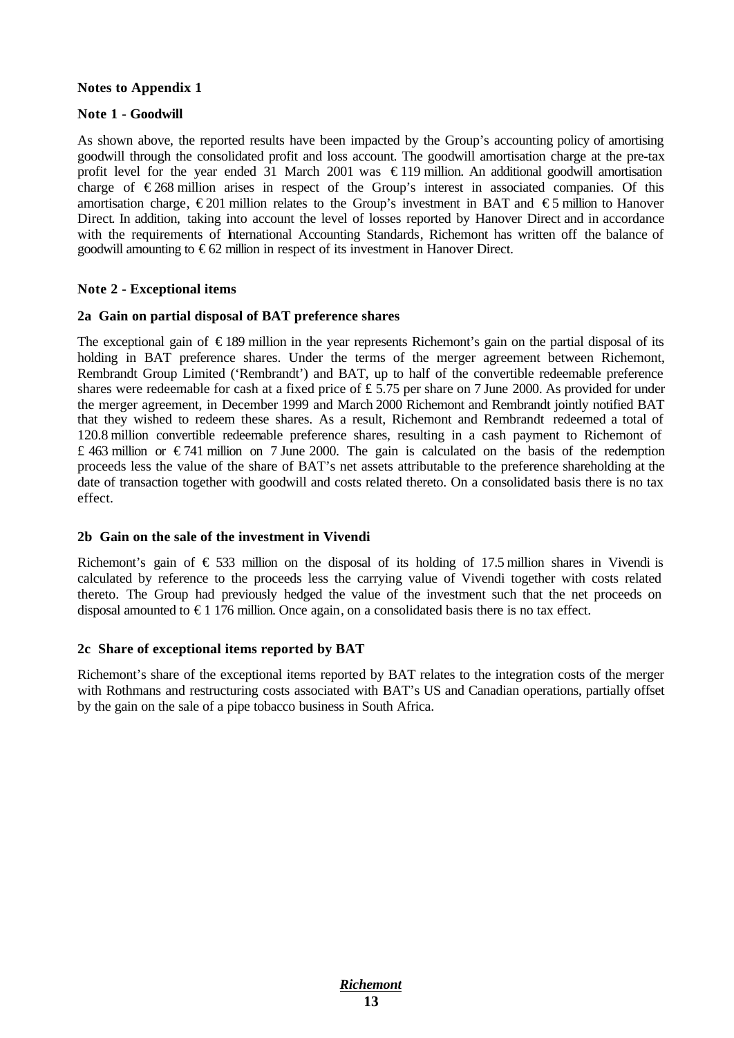**Notes to Appendix 1**

**Note 1 - Goodwill**

As shown above, the reported results have been impacted by the Group's accounting policy of amortising goodwill through the consolidated profit and loss account. The goodwill amortisation charge at the pre-tax profit level for the year ended 31 March 2001 was € 119 million. An additional goodwill amortisation charge of € 268 million arises in respect of the Group's interest in associated companies. Of this amortisation charge, € 201 million relates to the Group's investment in BAT and € 5 million to Hanover Direct. In addition, taking into account the level of losses reported by Hanover Direct and in accordance with the requirements of International Accounting Standards, Richemont has written off the balance of goodwill amounting to € 62 million in respect of its investment in Hanover Direct.

**Note 2 - Exceptional items**

**2a Gain on partial disposal of BAT preference shares**

The exceptional gain of € 189 million in the year represents Richemont's gain on the partial disposal of its holding in BAT preference shares. Under the terms of the merger agreement between Richemont, Rembrandt Group Limited ('Rembrandt') and BAT, up to half of the convertible redeemable preference shares were redeemable for cash at a fixed price of £ 5.75 per share on 7 June 2000. As provided for under the merger agreement, in December 1999 and March 2000 Richemont and Rembrandt jointly notified BAT that they wished to redeem these shares. As a result, Richemont and Rembrandt redeemed a total of 120.8 million convertible redeemable preference shares, resulting in a cash payment to Richemont of £ 463 million or € 741 million on 7 June 2000. The gain is calculated on the basis of the redemption proceeds less the value of the share of BAT's net assets attributable to the preference shareholding at the date of transaction together with goodwill and costs related thereto. On a consolidated basis there is no tax effect.

**2b Gain on the sale of the investment in Vivendi**

Richemont's gain of € 533 million on the disposal of its holding of 17.5 million shares in Vivendi is calculated by reference to the proceeds less the carrying value of Vivendi together with costs related thereto. The Group had previously hedged the value of the investment such that the net proceeds on disposal amounted to € 1 176 million. Once again, on a consolidated basis there is no tax effect.

**2c Share of exceptional items reported by BAT**

Richemont's share of the exceptional items reported by BAT relates to the integration costs of the merger with Rothmans and restructuring costs associated with BAT's US and Canadian operations, partially offset by the gain on the sale of a pipe tobacco business in South Africa.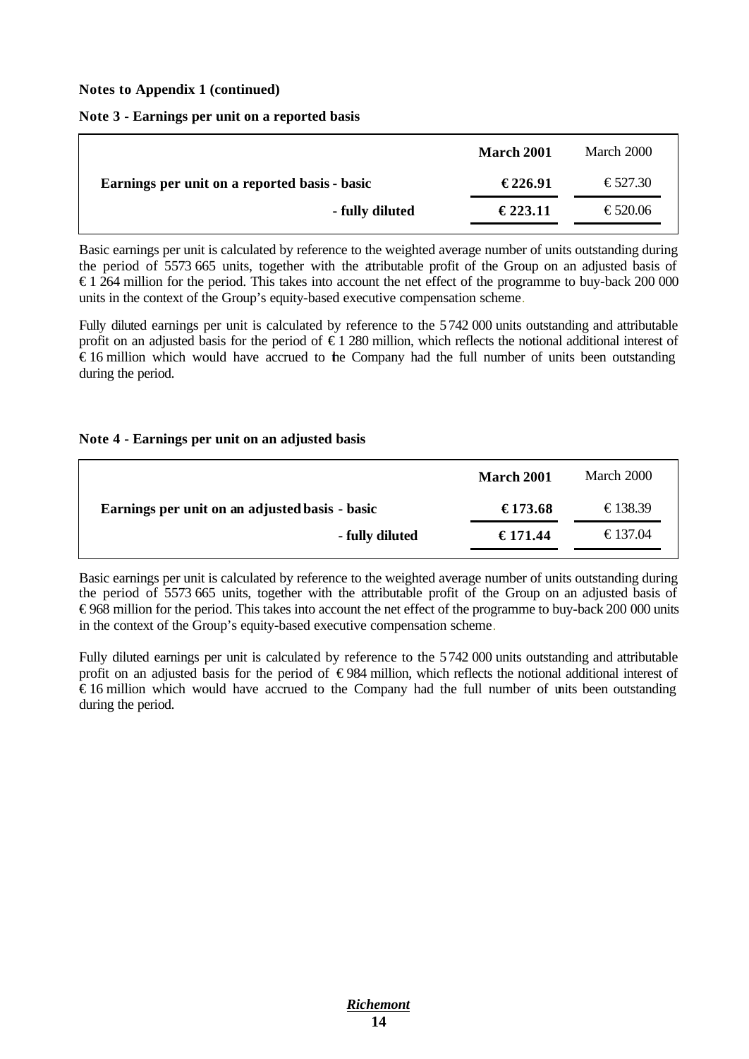**Notes to Appendix 1 (continued)**

**Note 3 - Earnings per unit on a reported basis**

| | **March 2001** | March 2000 |
|---|---|---|
| **Earnings per unit on a reported basis - basic** | **€ 226.91** | € 527.30 |
| **- fully diluted** | **€ 223.11** | € 520.06 |

Basic earnings per unit is calculated by reference to the weighted average number of units outstanding during the period of 5573 665 units, together with the attributable profit of the Group on an adjusted basis of € 1 264 million for the period. This takes into account the net effect of the programme to buy-back 200 000 units in the context of the Group's equity-based executive compensation scheme.

Fully diluted earnings per unit is calculated by reference to the 5 742 000 units outstanding and attributable profit on an adjusted basis for the period of € 1 280 million, which reflects the notional additional interest of € 16 million which would have accrued to the Company had the full number of units been outstanding during the period.

**Note 4 - Earnings per unit on an adjusted basis**

| | **March 2001** | March 2000 |
|---|---|---|
| **Earnings per unit on an adjusted basis - basic** | **€ 173.68** | € 138.39 |
| **- fully diluted** | **€ 171.44** | € 137.04 |

Basic earnings per unit is calculated by reference to the weighted average number of units outstanding during the period of 5573 665 units, together with the attributable profit of the Group on an adjusted basis of € 968 million for the period. This takes into account the net effect of the programme to buy-back 200 000 units in the context of the Group's equity-based executive compensation scheme.

Fully diluted earnings per unit is calculated by reference to the 5 742 000 units outstanding and attributable profit on an adjusted basis for the period of € 984 million, which reflects the notional additional interest of € 16 million which would have accrued to the Company had the full number of units been outstanding during the period.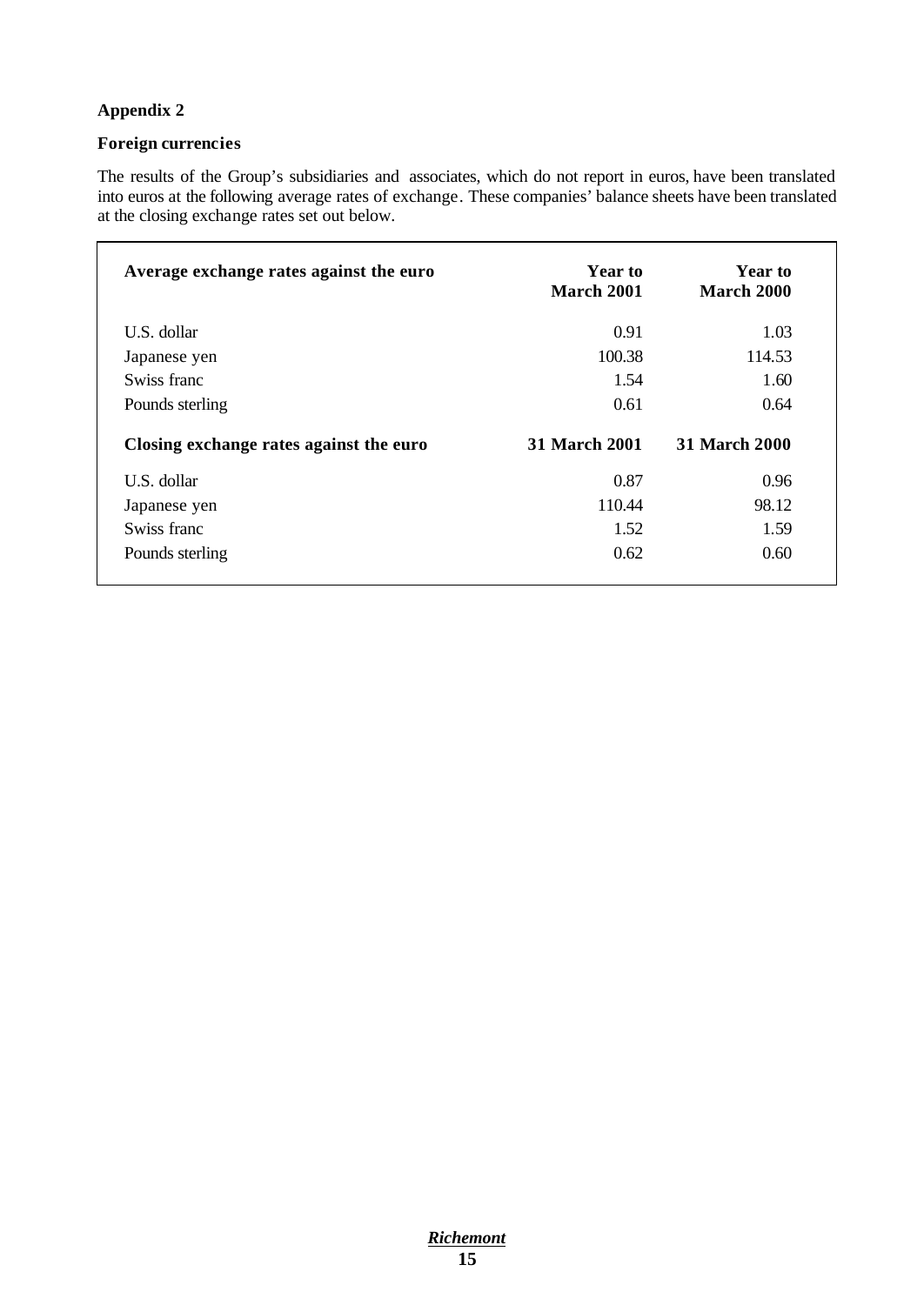**Appendix 2**

**Foreign currencies**

The results of the Group's subsidiaries and associates, which do not report in euros, have been translated into euros at the following average rates of exchange. These companies' balance sheets have been translated at the closing exchange rates set out below.

| **Average exchange rates against the euro** | **Year to March 2001** | **Year to March 2000** |
|---|---|---|
| U.S. dollar | 0.91 | 1.03 |
| Japanese yen | 100.38 | 114.53 |
| Swiss franc | 1.54 | 1.60 |
| Pounds sterling | 0.61 | 0.64 |
| **Closing exchange rates against the euro** | **31 March 2001** | **31 March 2000** |
| U.S. dollar | 0.87 | 0.96 |
| Japanese yen | 110.44 | 98.12 |
| Swiss franc | 1.52 | 1.59 |
| Pounds sterling | 0.62 | 0.60 |